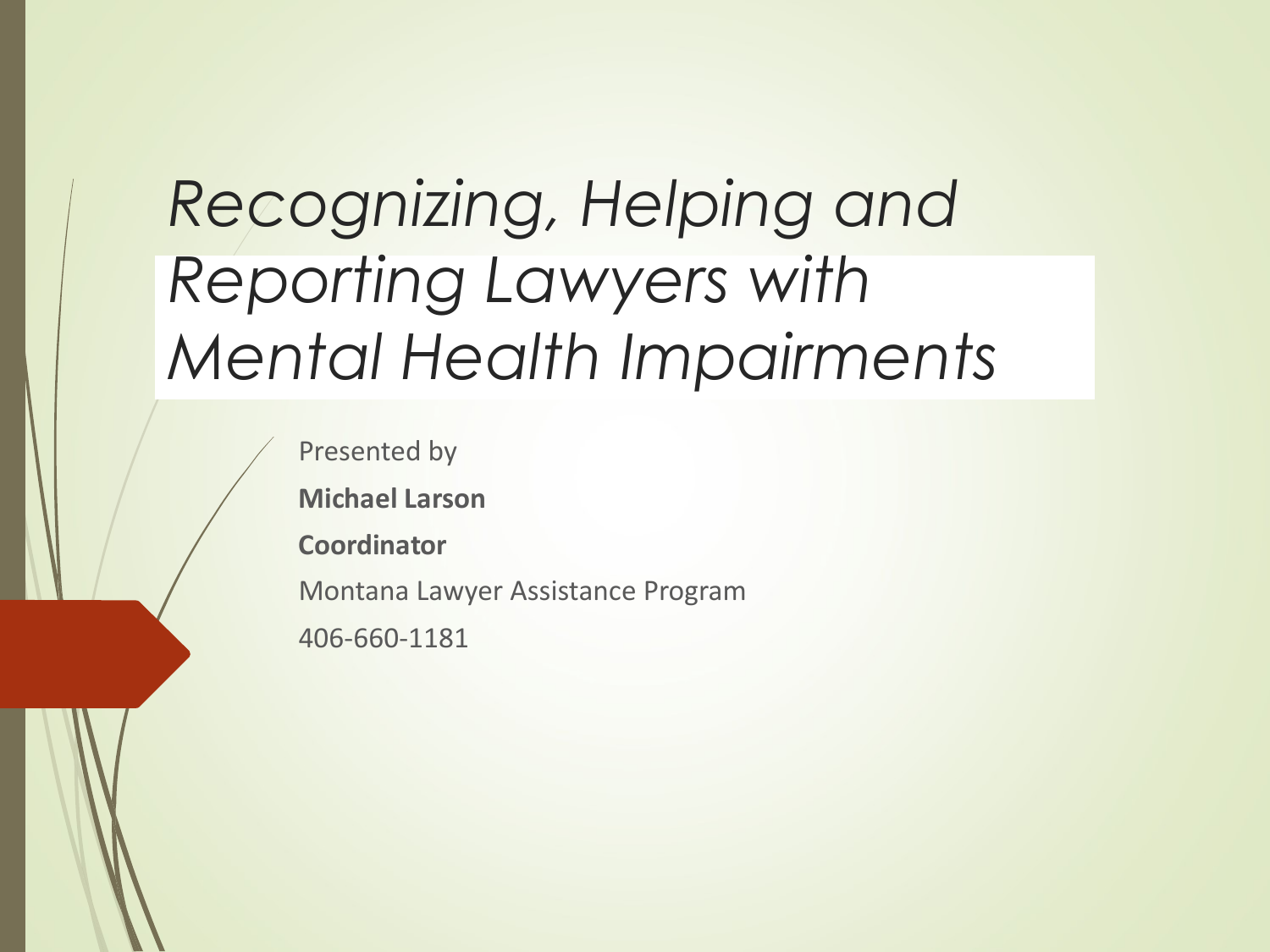# *Recognizing, Helping and Reporting Lawyers with Mental Health Impairments*

Presented by

**Michael Larson**

**Coordinator**

Montana Lawyer Assistance Program

406-660-1181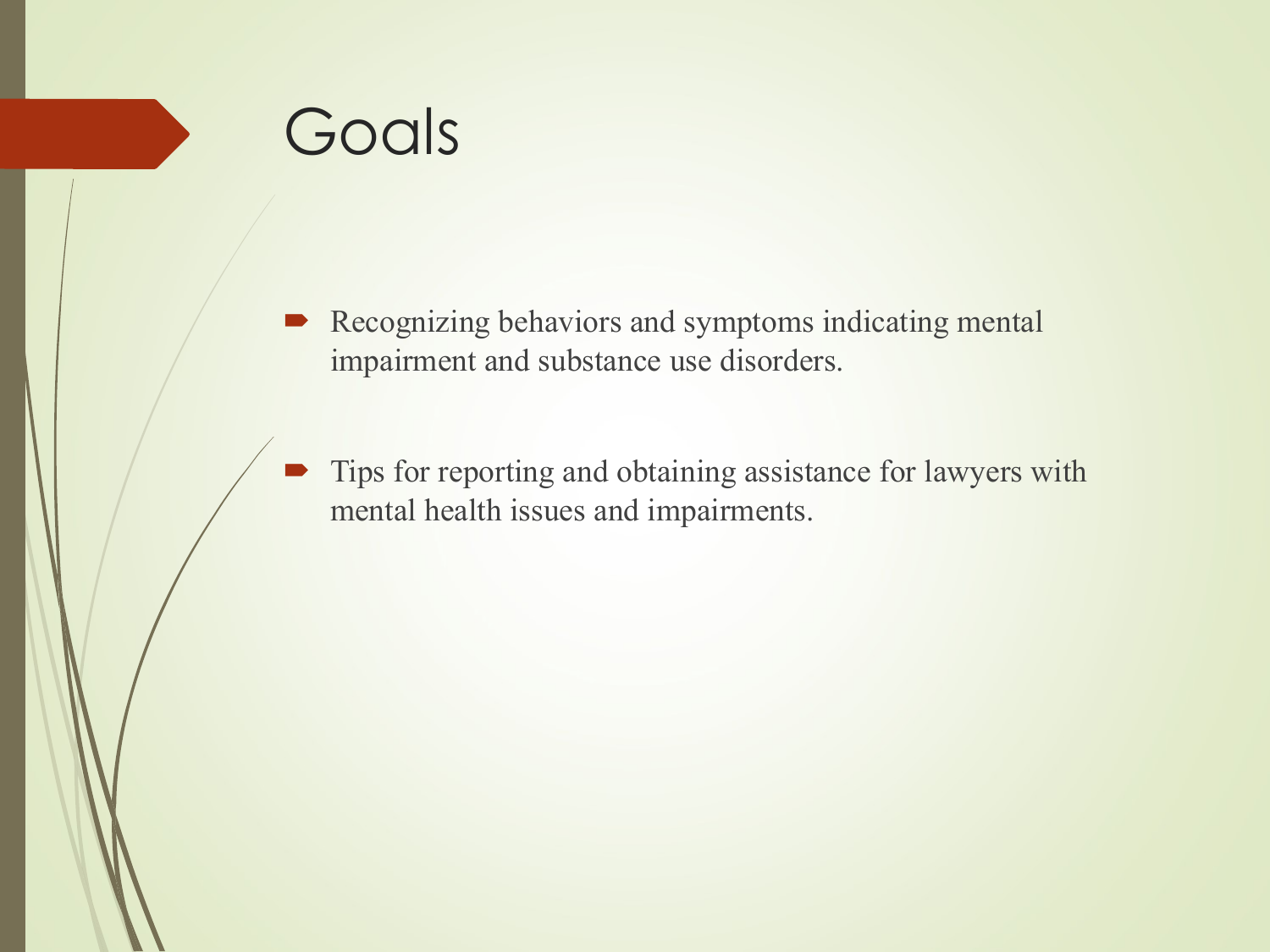# Goals

- Recognizing behaviors and symptoms indicating mental impairment and substance use disorders.

- Tips for reporting and obtaining assistance for lawyers with mental health issues and impairments.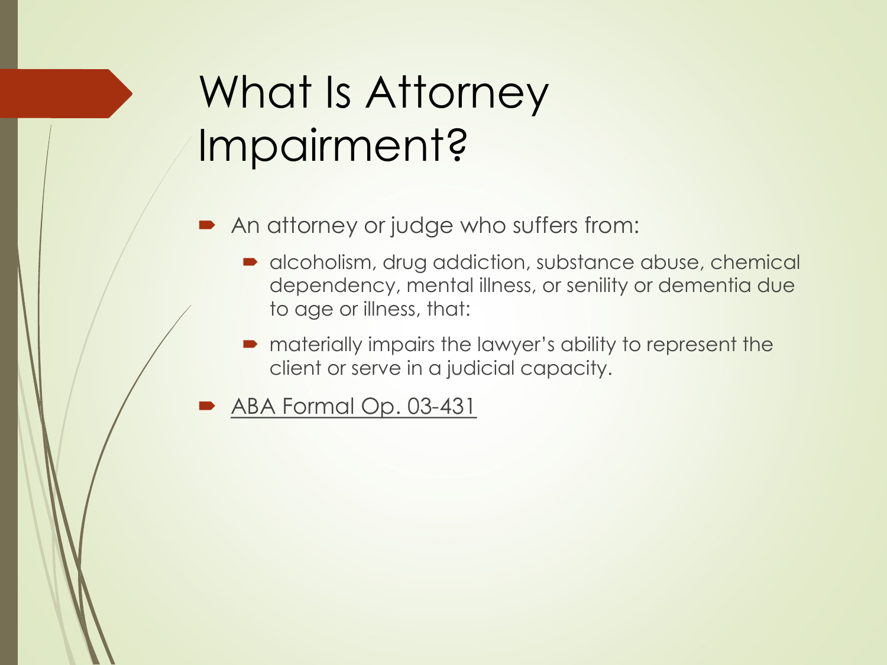# What Is Attorney Impairment?

- An attorney or judge who suffers from:
  - alcoholism, drug addiction, substance abuse, chemical dependency, mental illness, or senility or dementia due to age or illness, that:
  - materially impairs the lawyer's ability to represent the client or serve in a judicial capacity.
- ABA Formal Op. 03-431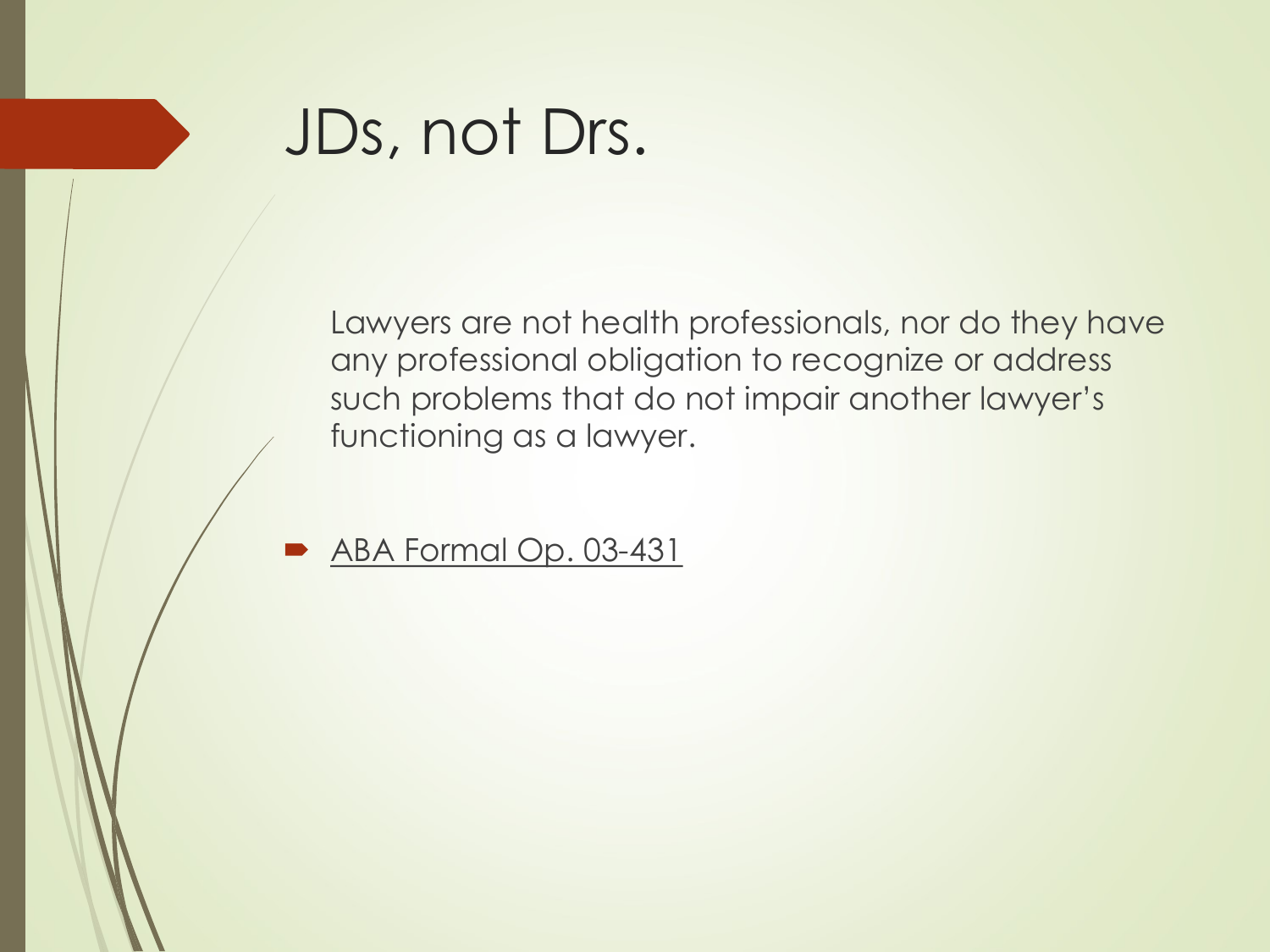# JDs, not Drs.

Lawyers are not health professionals, nor do they have any professional obligation to recognize or address such problems that do not impair another lawyer's functioning as a lawyer.

- ABA Formal Op. 03-431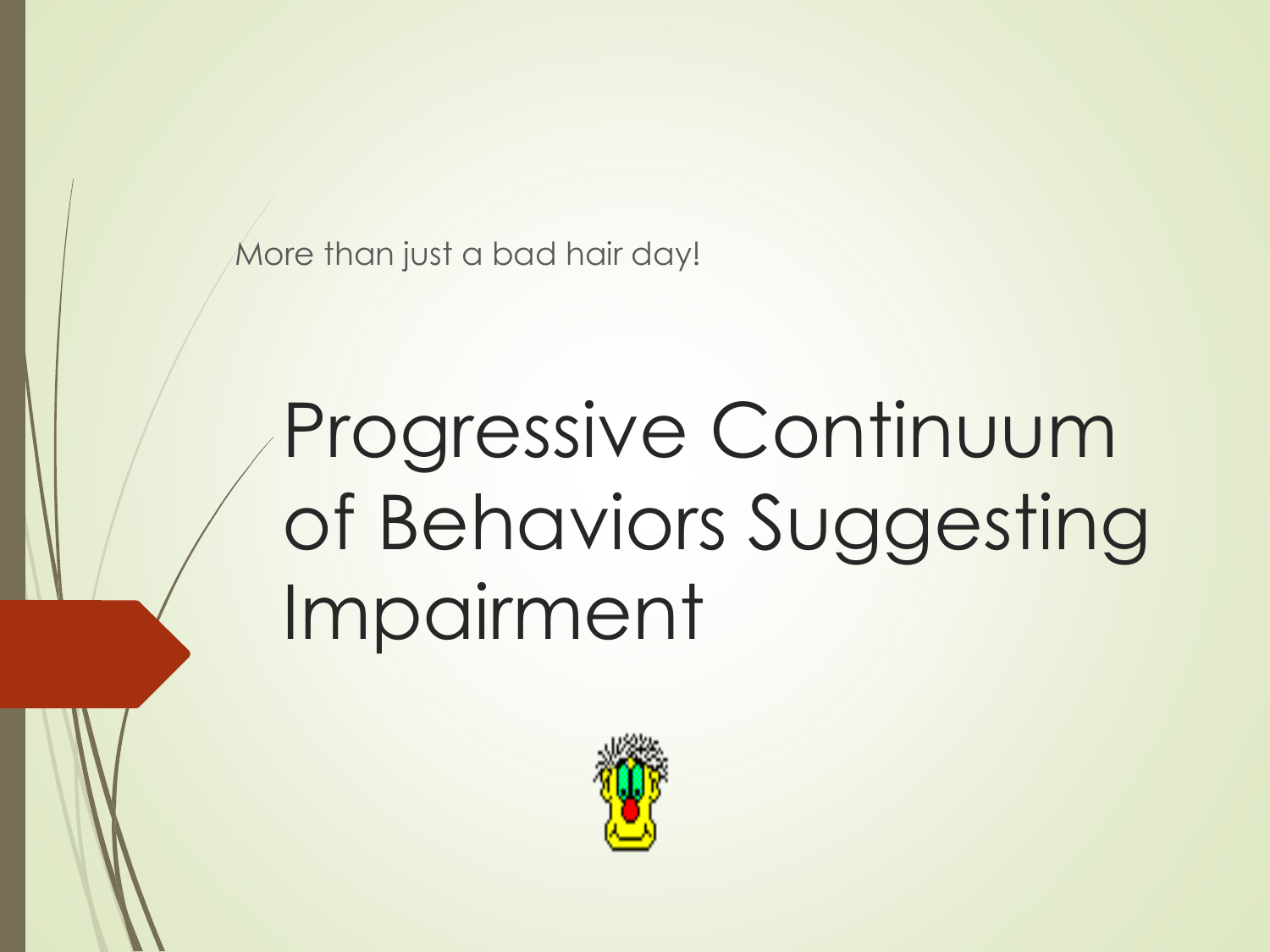More than just a bad hair day!

# Progressive Continuum of Behaviors Suggesting Impairment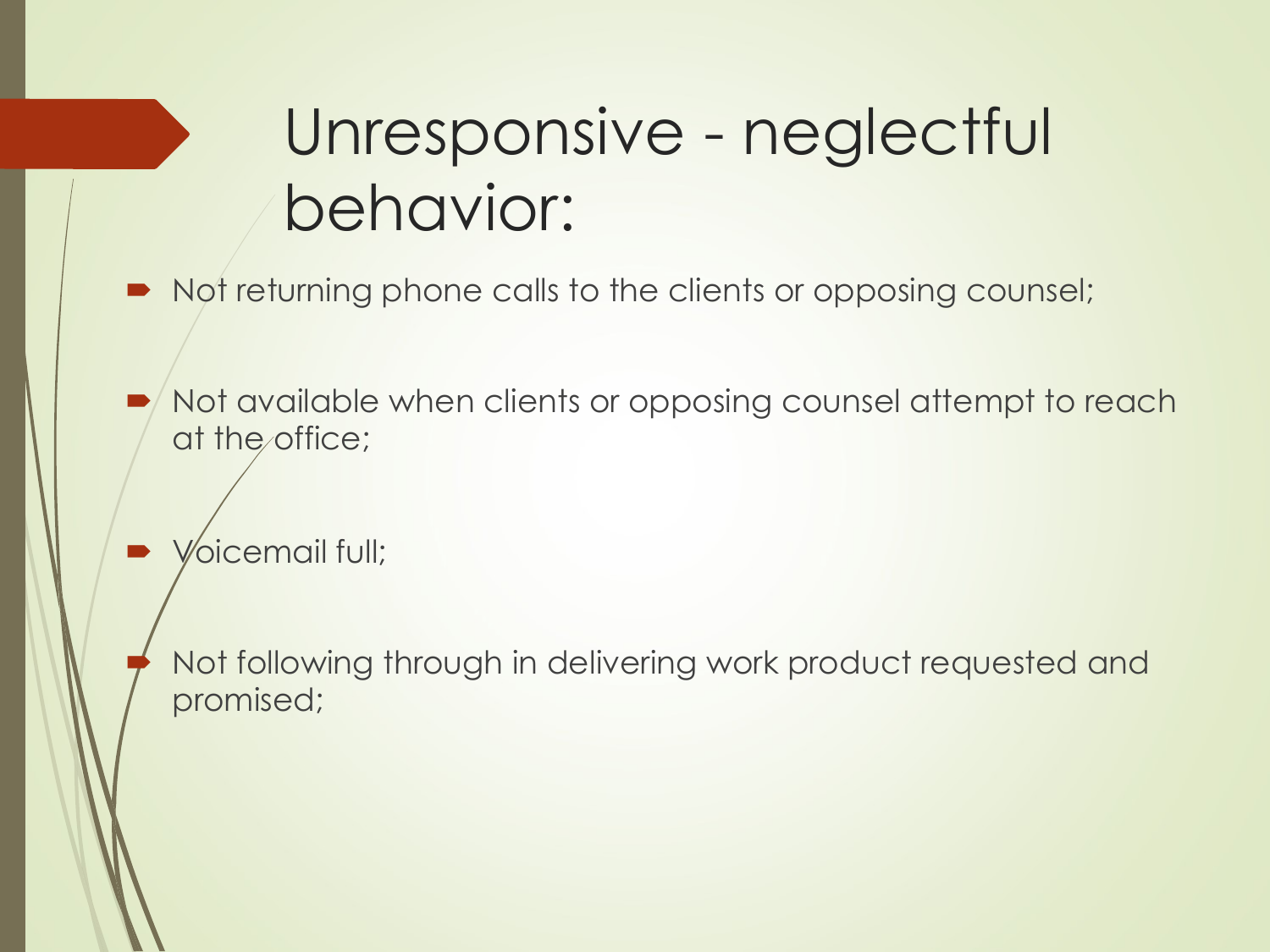# Unresponsive - neglectful behavior:

- Not returning phone calls to the clients or opposing counsel;
- Not available when clients or opposing counsel attempt to reach at the office;
- Voicemail full;
- Not following through in delivering work product requested and promised;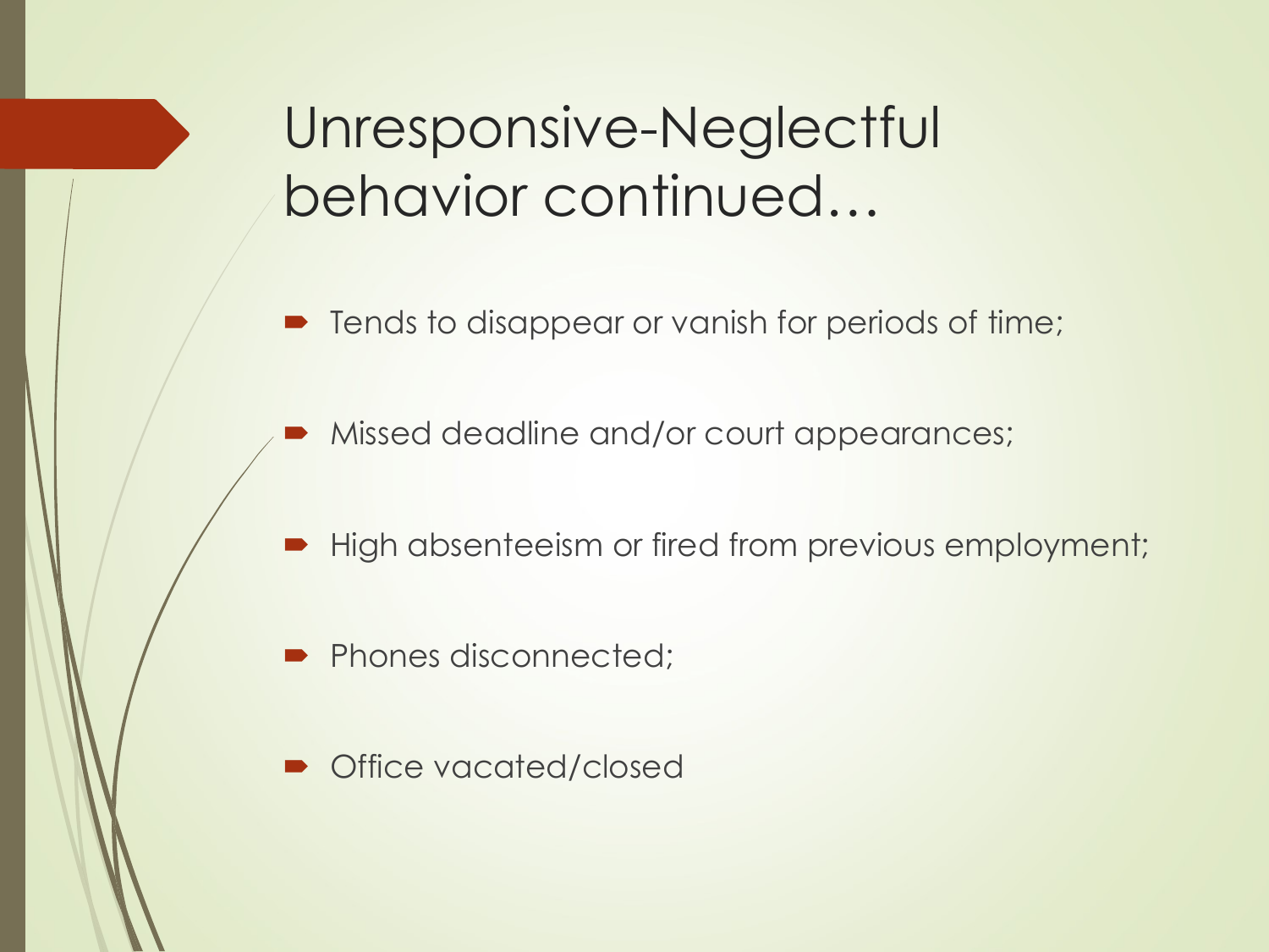# Unresponsive-Neglectful behavior continued…

- Tends to disappear or vanish for periods of time;
- Missed deadline and/or court appearances;
- High absenteeism or fired from previous employment;
- Phones disconnected;
- Office vacated/closed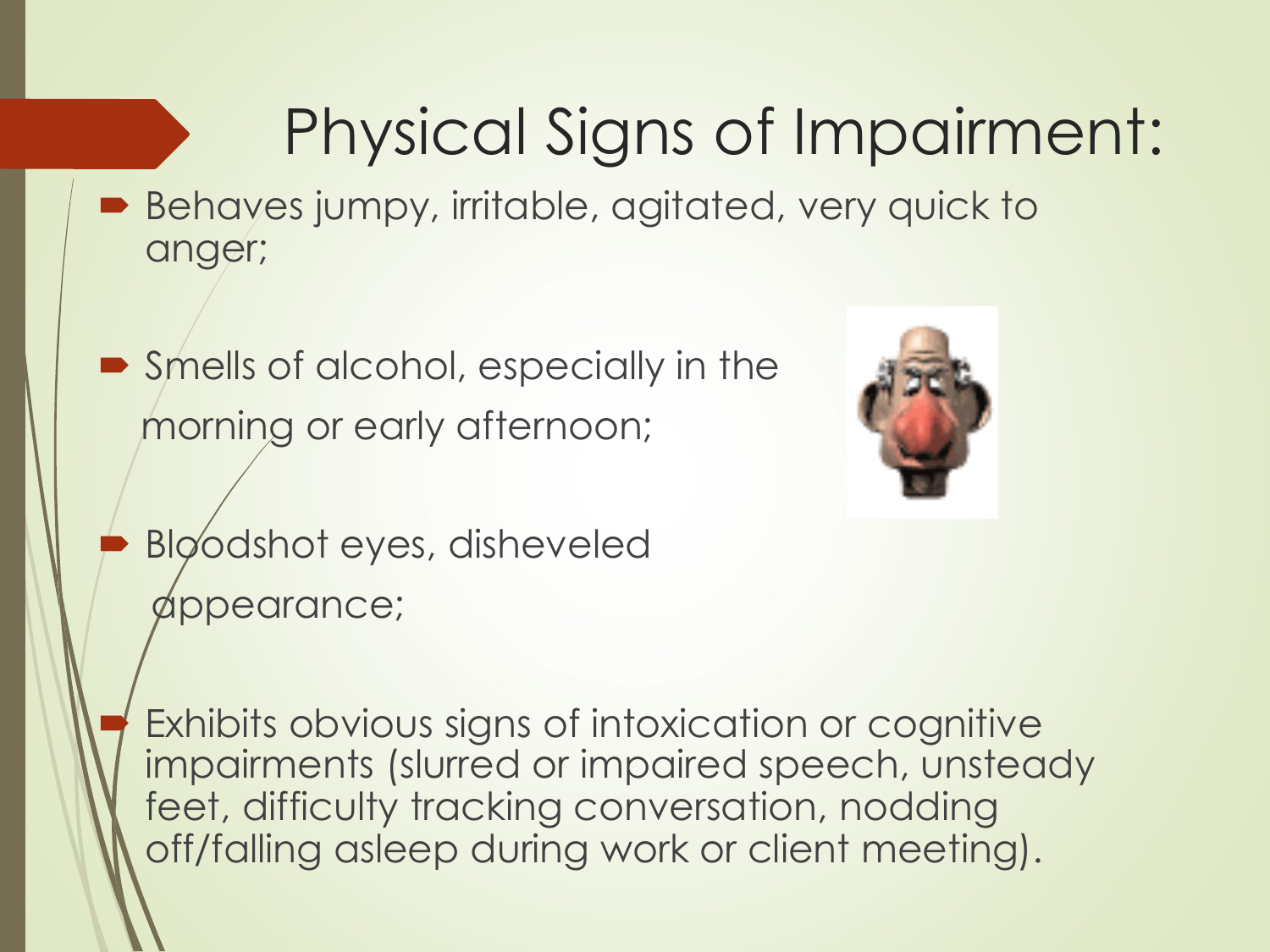# Physical Signs of Impairment:

- Behaves jumpy, irritable, agitated, very quick to anger;
- Smells of alcohol, especially in the morning or early afternoon;
- Bloodshot eyes, disheveled appearance;
- Exhibits obvious signs of intoxication or cognitive impairments (slurred or impaired speech, unsteady feet, difficulty tracking conversation, nodding off/falling asleep during work or client meeting).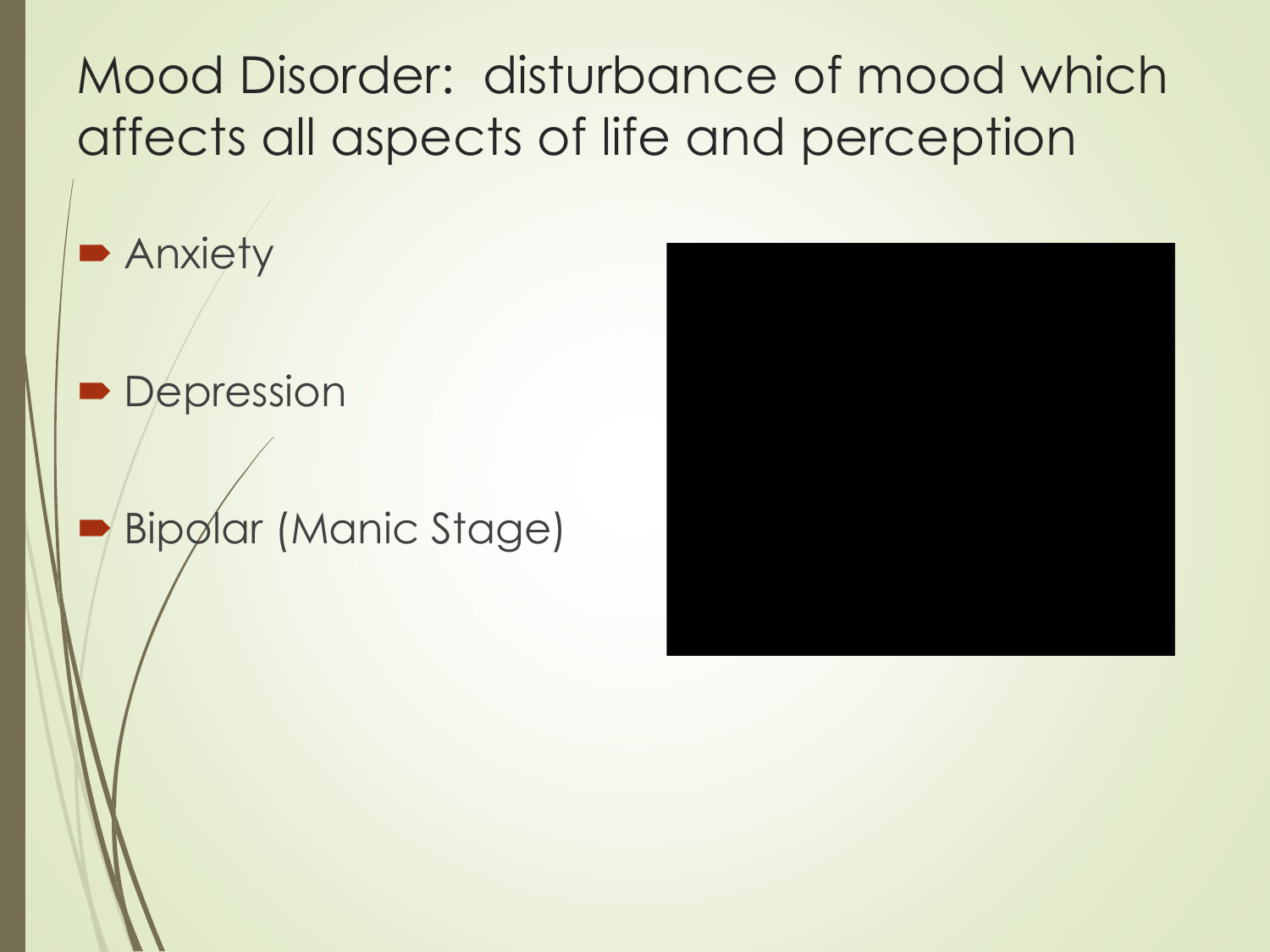# Mood Disorder: disturbance of mood which affects all aspects of life and perception

- Anxiety
- Depression
- Bipolar (Manic Stage)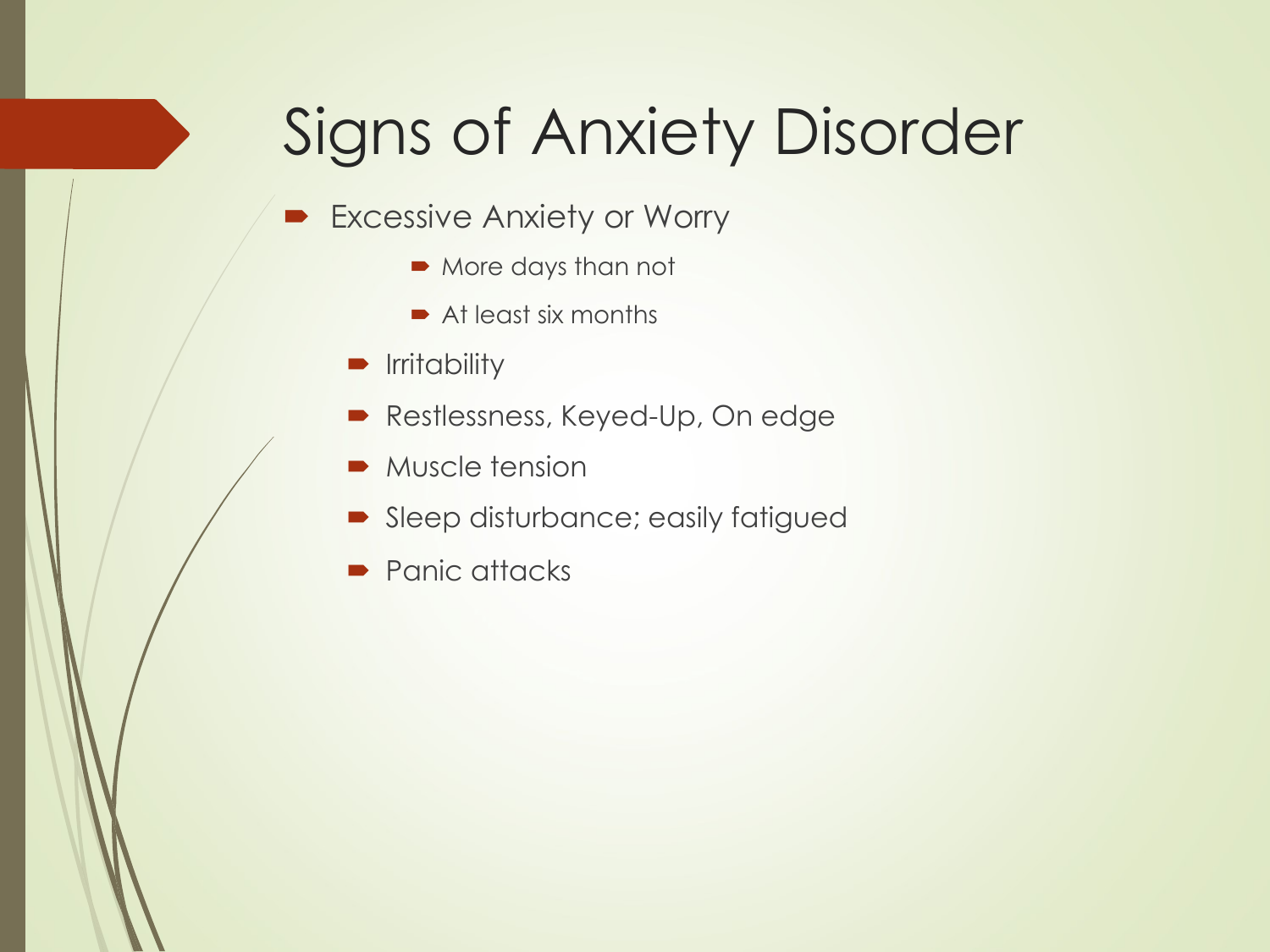# Signs of Anxiety Disorder

- Excessive Anxiety or Worry
    - More days than not
    - At least six months
- Irritability
- Restlessness, Keyed-Up, On edge
- Muscle tension
- Sleep disturbance; easily fatigued
- Panic attacks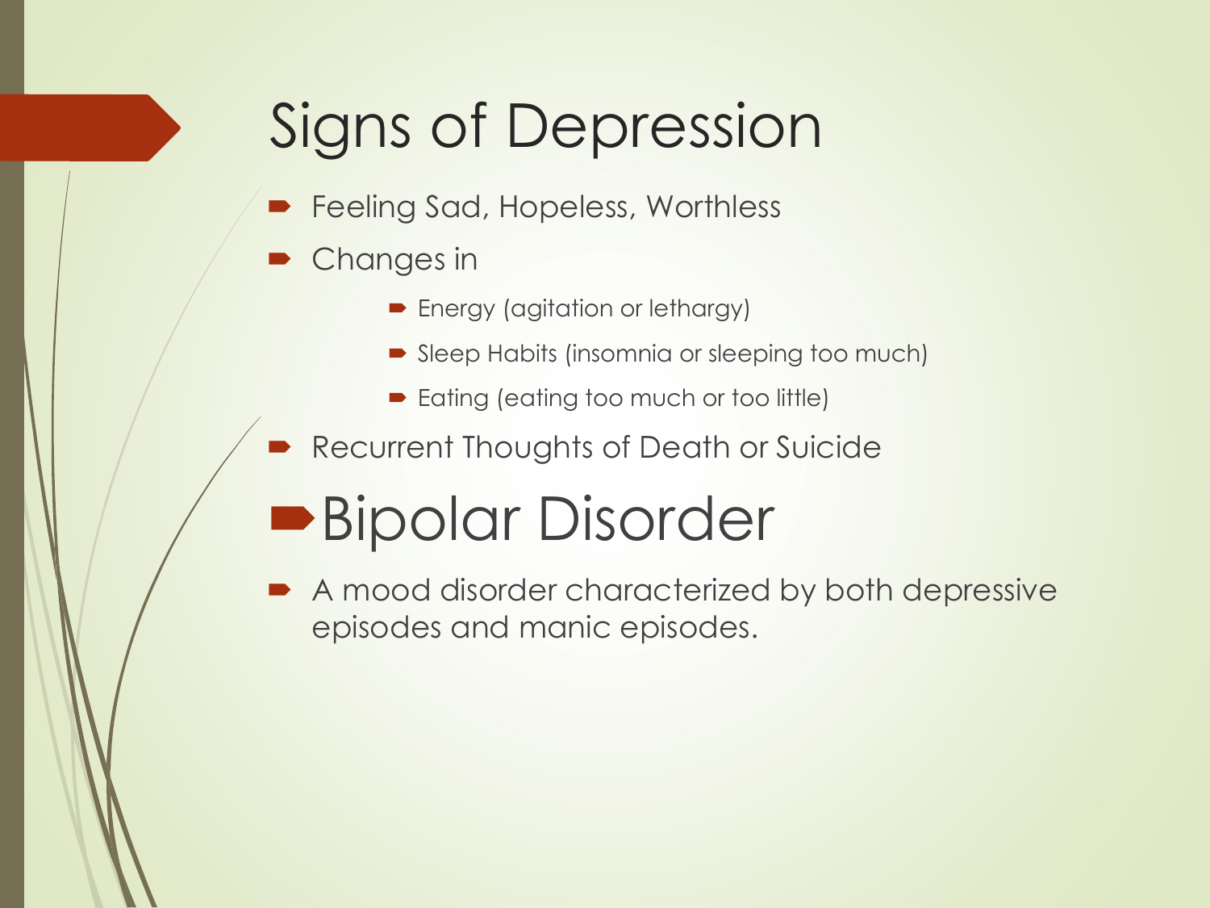# Signs of Depression

- Feeling Sad, Hopeless, Worthless
- Changes in
  - Energy (agitation or lethargy)
  - Sleep Habits (insomnia or sleeping too much)
  - Eating (eating too much or too little)
- Recurrent Thoughts of Death or Suicide

## Bipolar Disorder

- A mood disorder characterized by both depressive episodes and manic episodes.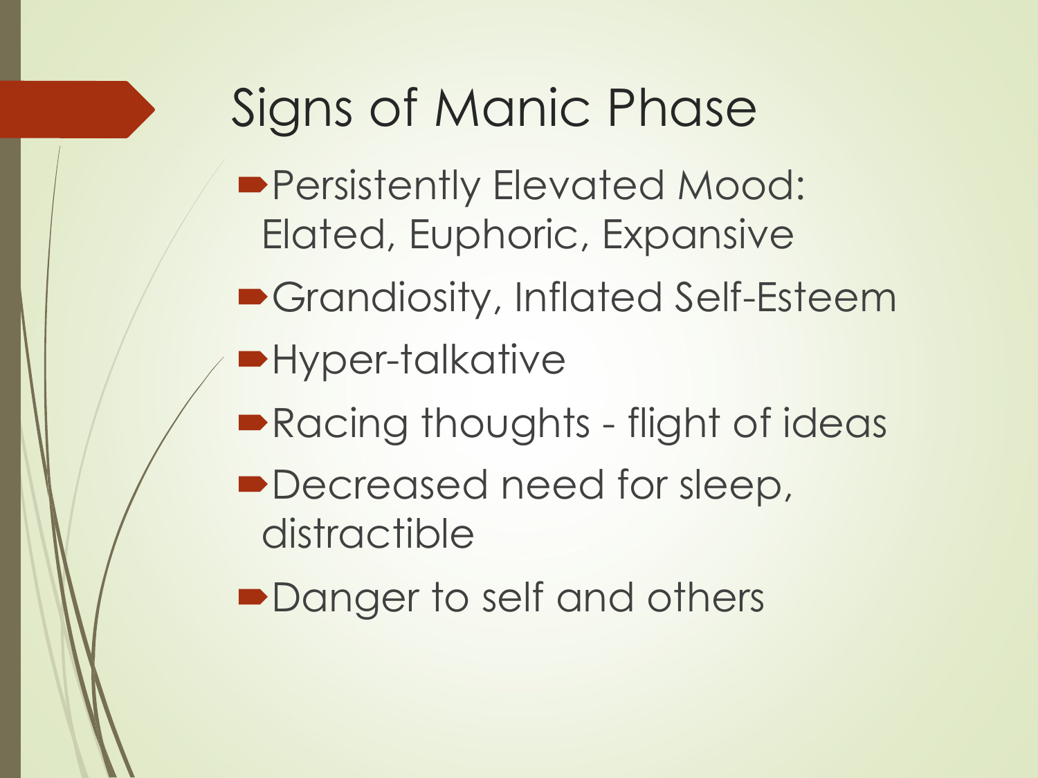# Signs of Manic Phase

- Persistently Elevated Mood: Elated, Euphoric, Expansive
- Grandiosity, Inflated Self-Esteem
- Hyper-talkative
- Racing thoughts - flight of ideas
- Decreased need for sleep, distractible
- Danger to self and others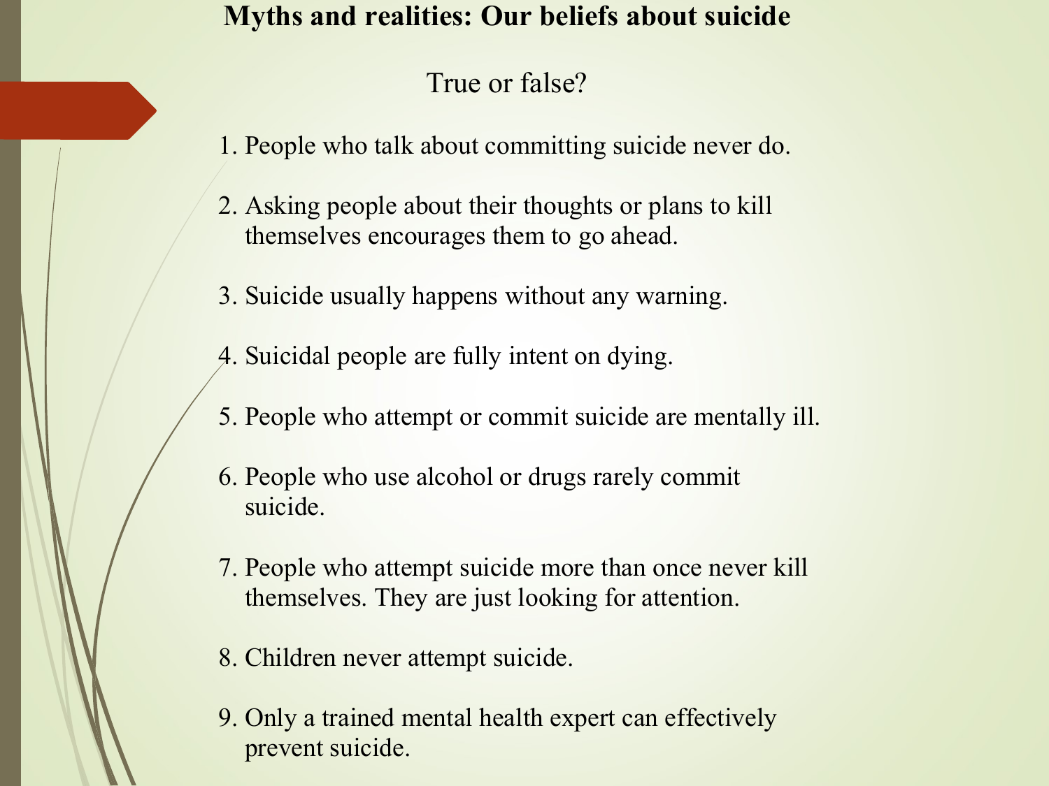# Myths and realities: Our beliefs about suicide

True or false?

1. People who talk about committing suicide never do.
2. Asking people about their thoughts or plans to kill themselves encourages them to go ahead.
3. Suicide usually happens without any warning.
4. Suicidal people are fully intent on dying.
5. People who attempt or commit suicide are mentally ill.
6. People who use alcohol or drugs rarely commit suicide.
7. People who attempt suicide more than once never kill themselves. They are just looking for attention.
8. Children never attempt suicide.
9. Only a trained mental health expert can effectively prevent suicide.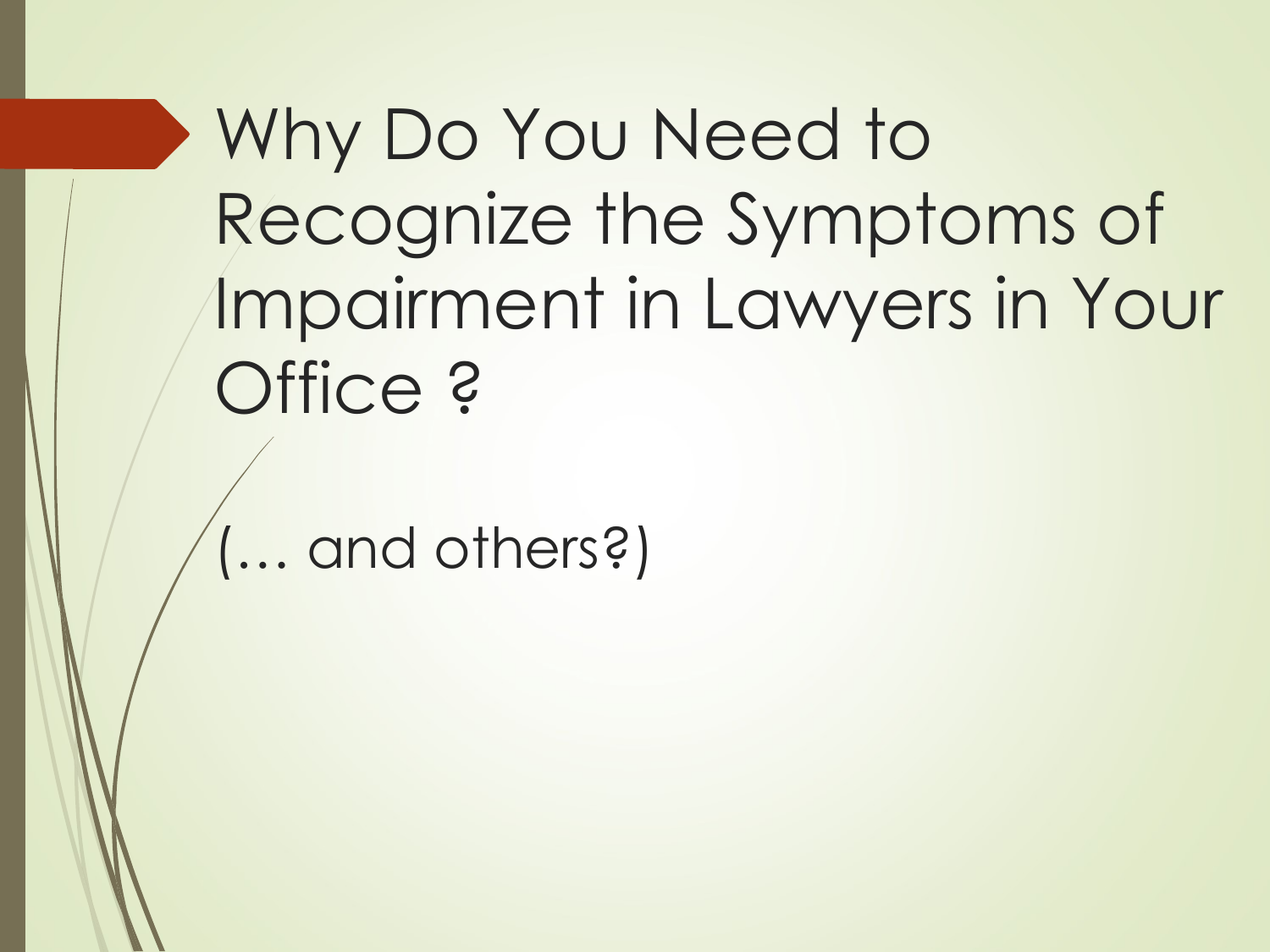# Why Do You Need to Recognize the Symptoms of Impairment in Lawyers in Your Office ?

(… and others?)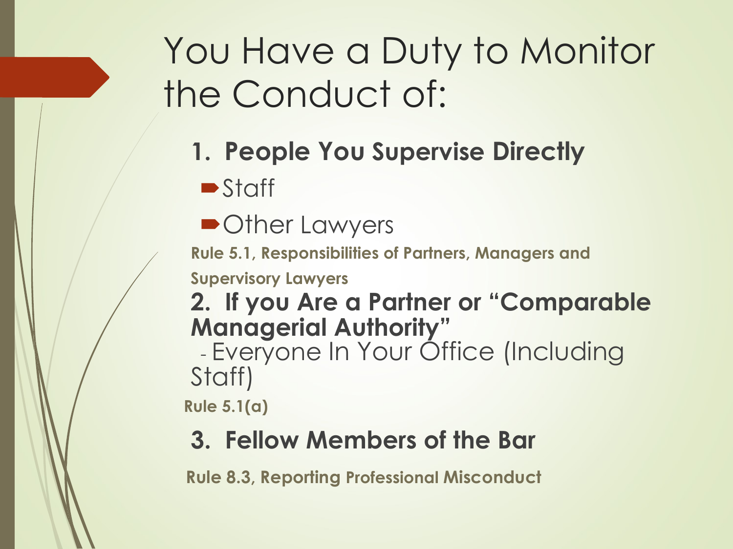# You Have a Duty to Monitor the Conduct of:

1. **People You Supervise Directly**
   - Staff
   - Other Lawyers

**Rule 5.1, Responsibilities of Partners, Managers and Supervisory Lawyers**

2. **If you Are a Partner or "Comparable Managerial Authority"**
   - Everyone In Your Office (Including Staff)

**Rule 5.1(a)**

3. **Fellow Members of the Bar**

**Rule 8.3, Reporting Professional Misconduct**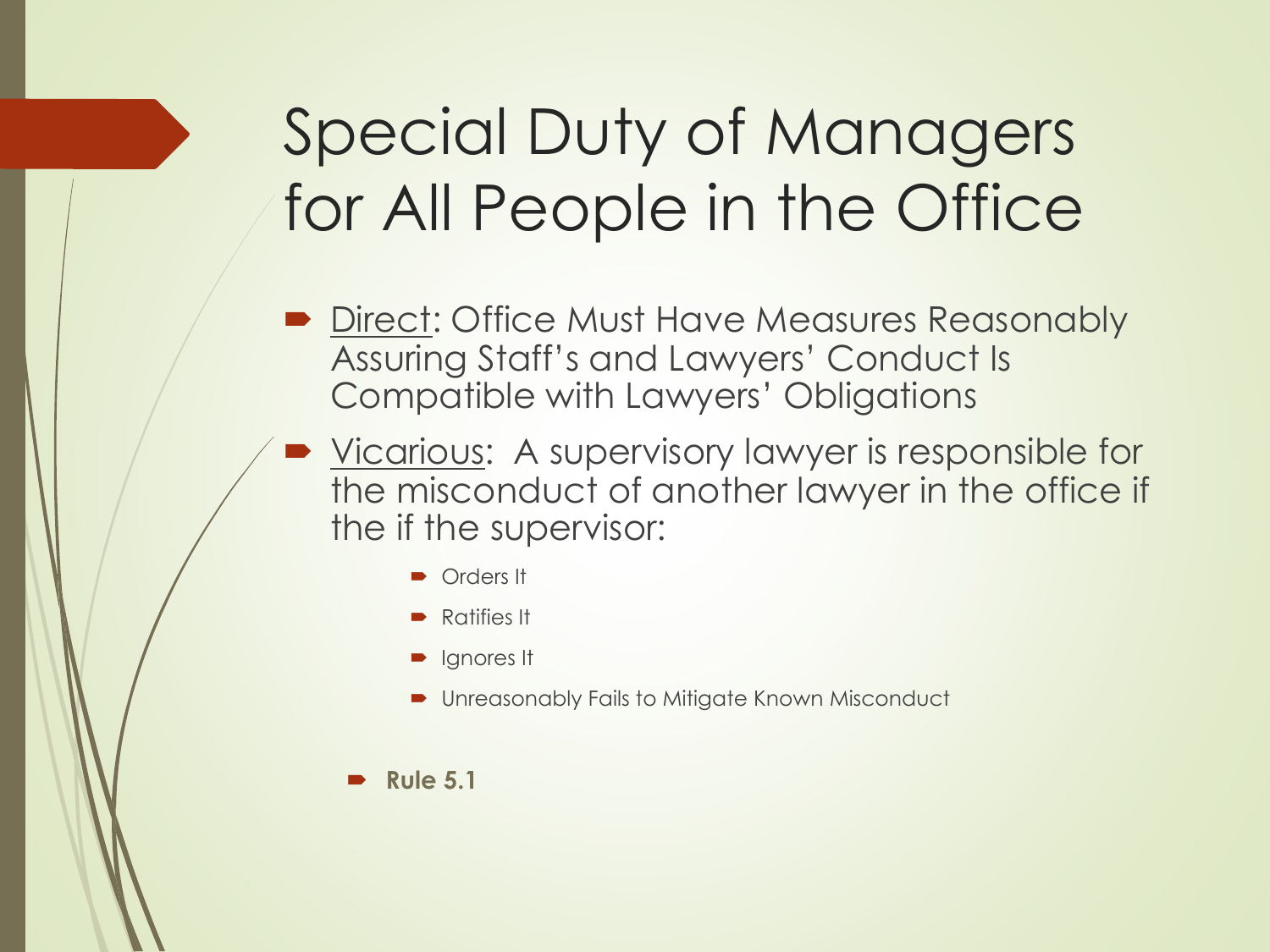# Special Duty of Managers for All People in the Office

- Direct: Office Must Have Measures Reasonably Assuring Staff's and Lawyers' Conduct Is Compatible with Lawyers' Obligations
- Vicarious: A supervisory lawyer is responsible for the misconduct of another lawyer in the office if the if the supervisor:
  - Orders It
  - Ratifies It
  - Ignores It
  - Unreasonably Fails to Mitigate Known Misconduct
- **Rule 5.1**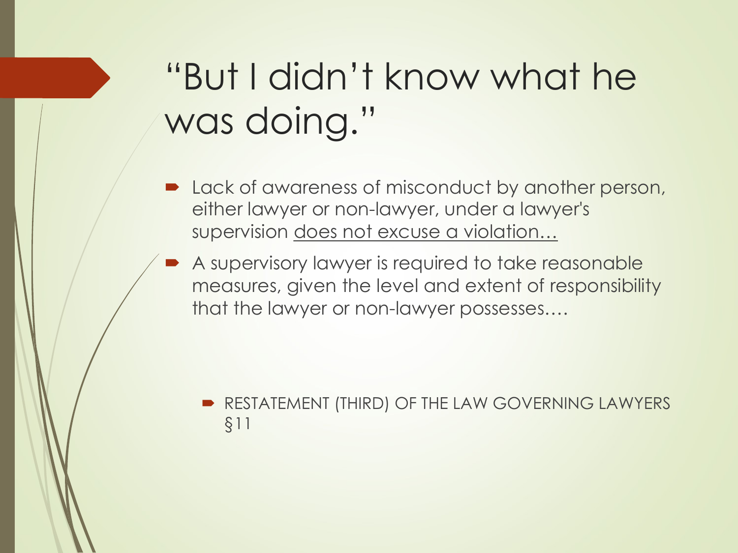# "But I didn't know what he was doing."

- Lack of awareness of misconduct by another person, either lawyer or non-lawyer, under a lawyer's supervision <u>does not excuse a violation…</u>
- A supervisory lawyer is required to take reasonable measures, given the level and extent of responsibility that the lawyer or non-lawyer possesses.…

  - RESTATEMENT (THIRD) OF THE LAW GOVERNING LAWYERS §11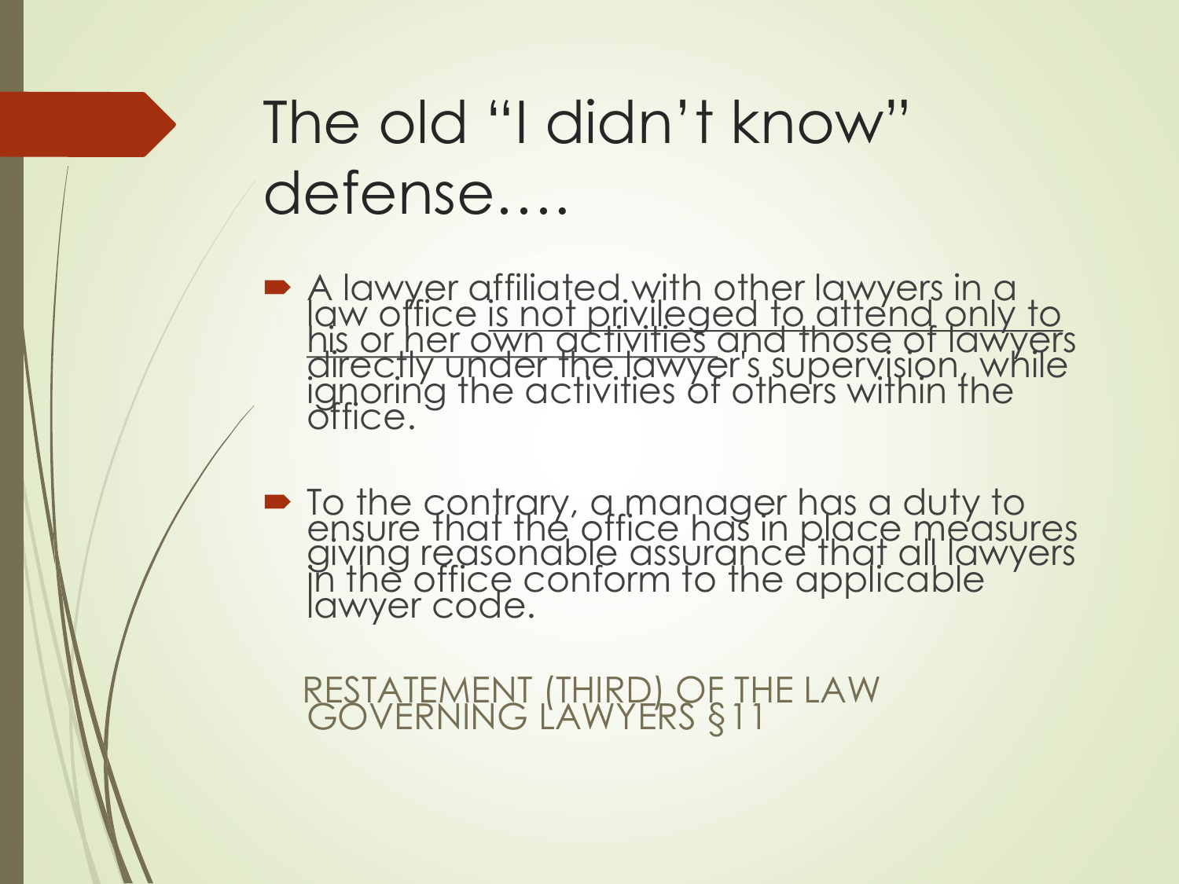# The old "I didn't know" defense….

- A lawyer affiliated with other lawyers in a law office is not privileged to attend only to his or her own activities and those of lawyers directly under the lawyer's supervision, while ignoring the activities of others within the office.
- To the contrary, a manager has a duty to ensure that the office has in place measures giving reasonable assurance that all lawyers in the office conform to the applicable lawyer code.

RESTATEMENT (THIRD) OF THE LAW GOVERNING LAWYERS §11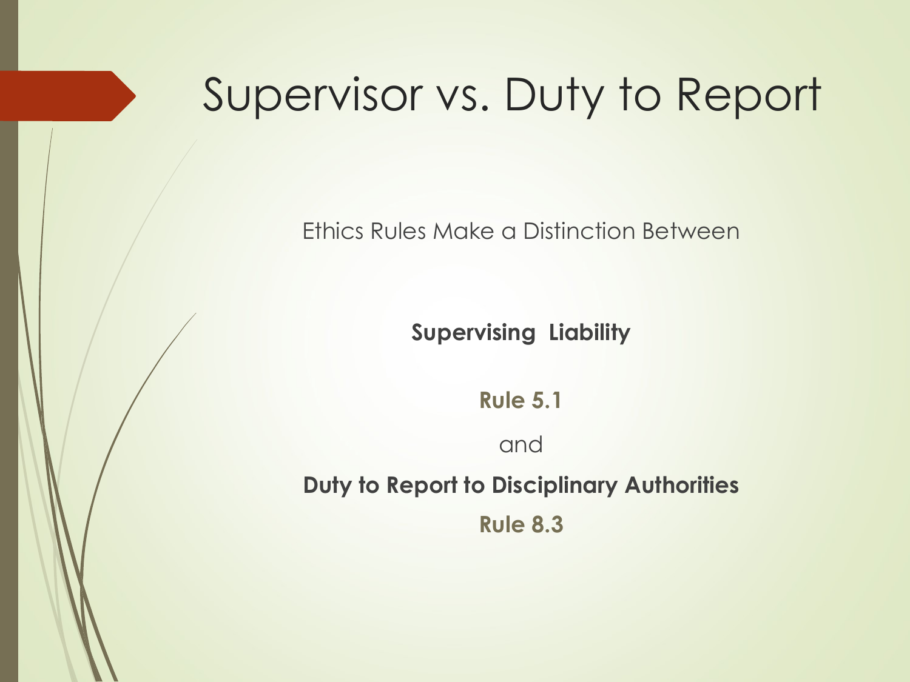# Supervisor vs. Duty to Report

Ethics Rules Make a Distinction Between

**Supervising Liability**

**Rule 5.1**

and

**Duty to Report to Disciplinary Authorities**

**Rule 8.3**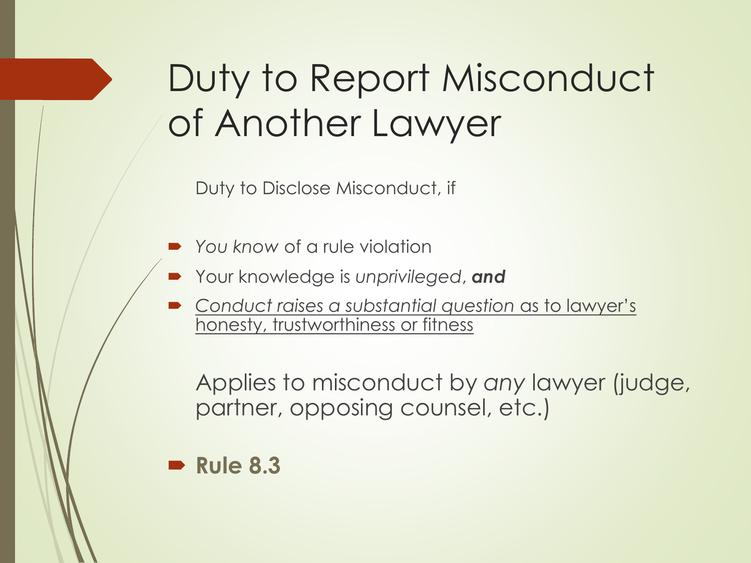# Duty to Report Misconduct of Another Lawyer

Duty to Disclose Misconduct, if

- *You know* of a rule violation
- Your knowledge is *unprivileged*, ***and***
- <u>*Conduct raises a substantial question* as to lawyer's honesty, trustworthiness or fitness</u>

Applies to misconduct by *any* lawyer (judge, partner, opposing counsel, etc.)

- **Rule 8.3**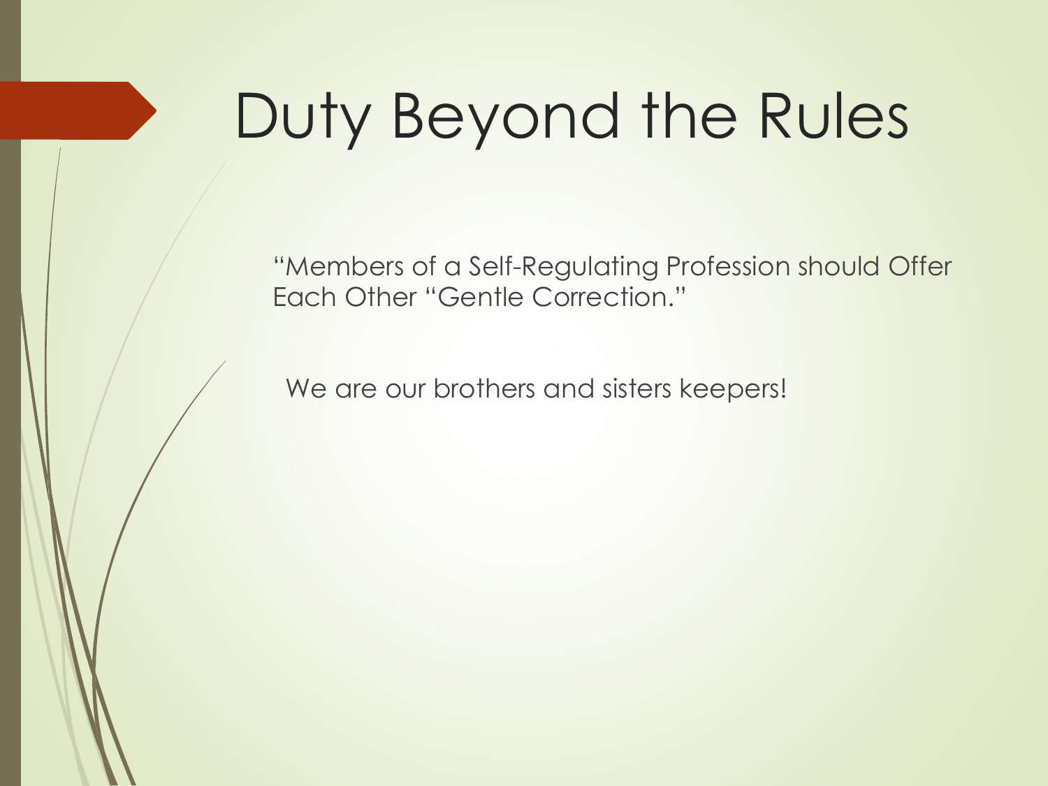# Duty Beyond the Rules

"Members of a Self-Regulating Profession should Offer Each Other "Gentle Correction."

We are our brothers and sisters keepers!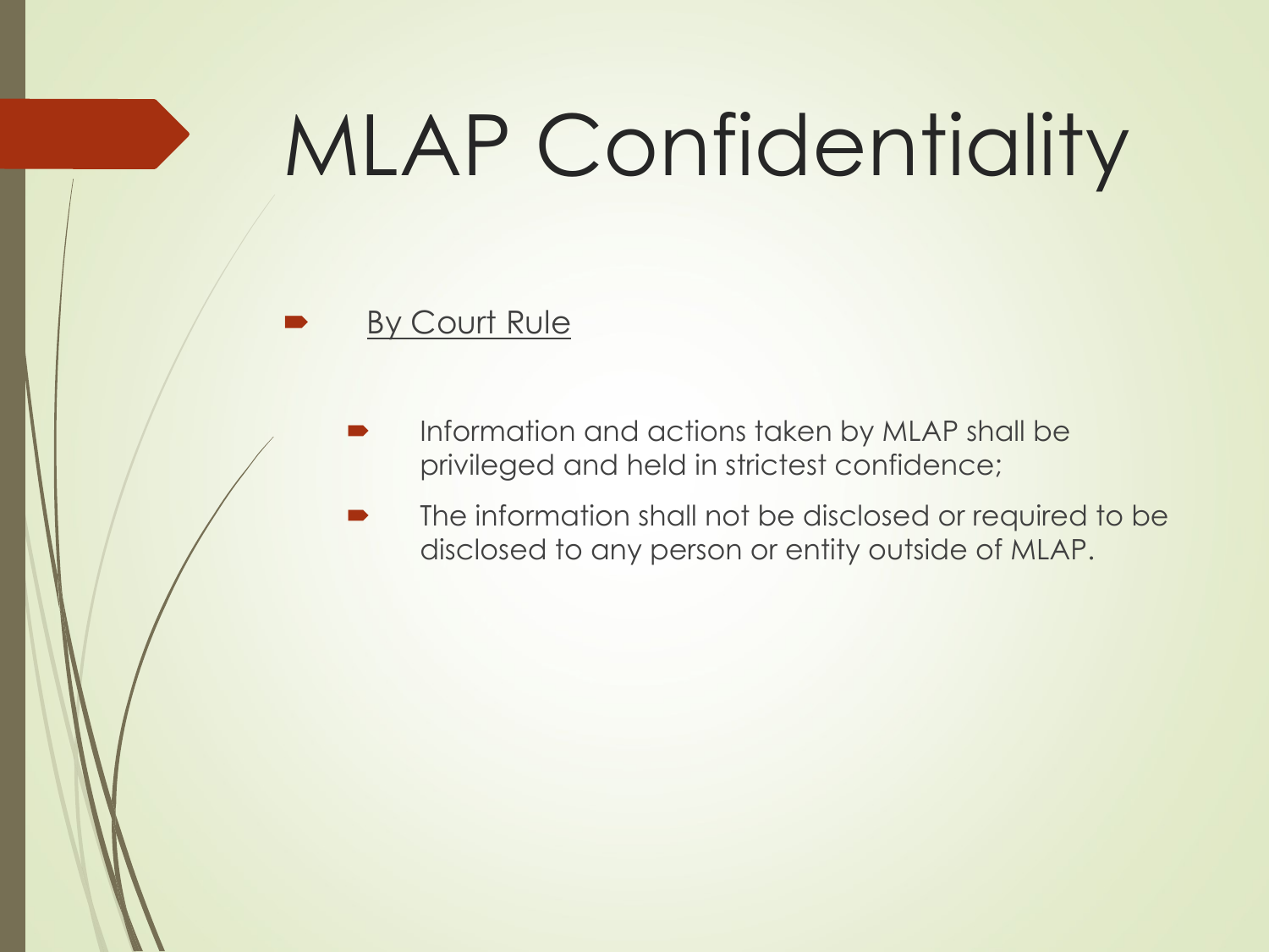# MLAP Confidentiality

- <u>By Court Rule</u>
  - Information and actions taken by MLAP shall be privileged and held in strictest confidence;
  - The information shall not be disclosed or required to be disclosed to any person or entity outside of MLAP.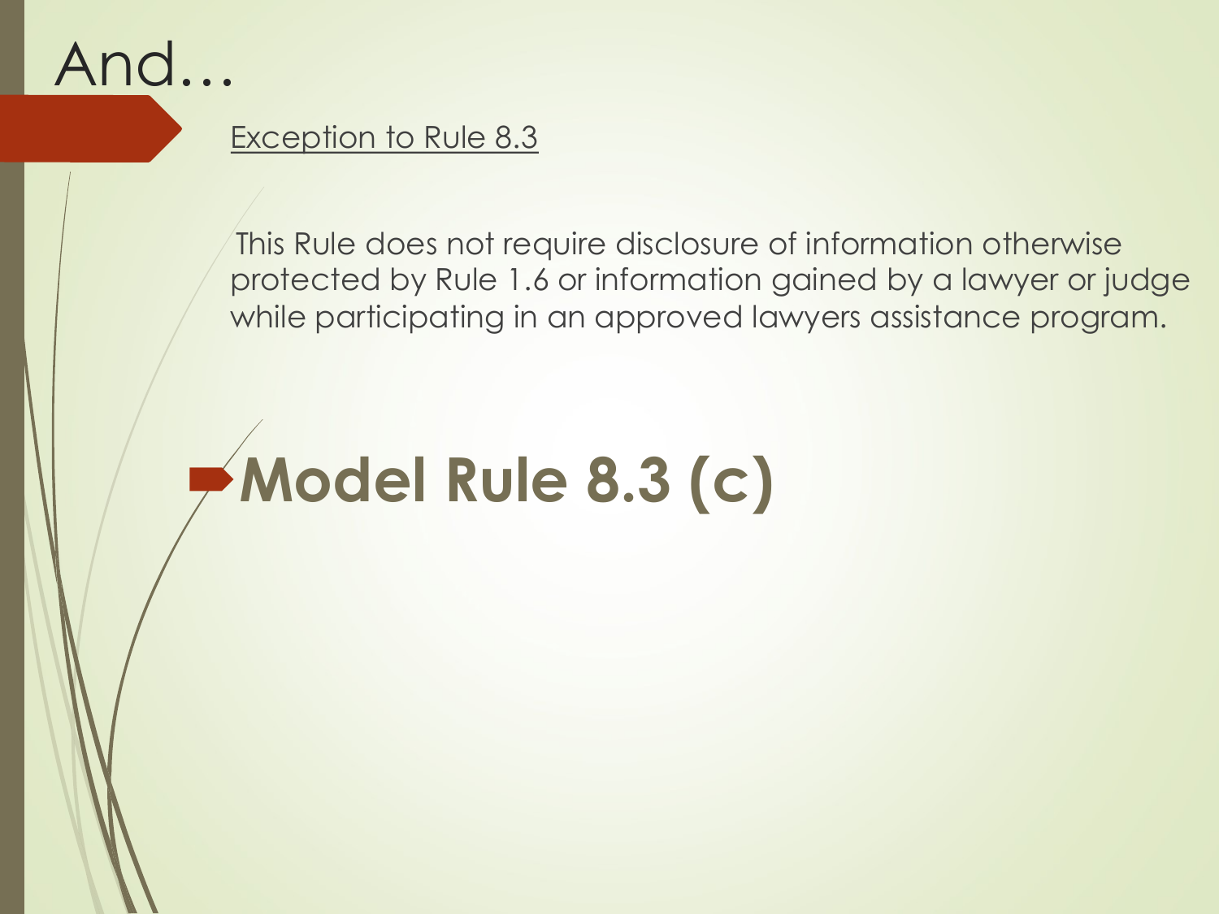# And…

Exception to Rule 8.3

This Rule does not require disclosure of information otherwise protected by Rule 1.6 or information gained by a lawyer or judge while participating in an approved lawyers assistance program.

- **Model Rule 8.3 (c)**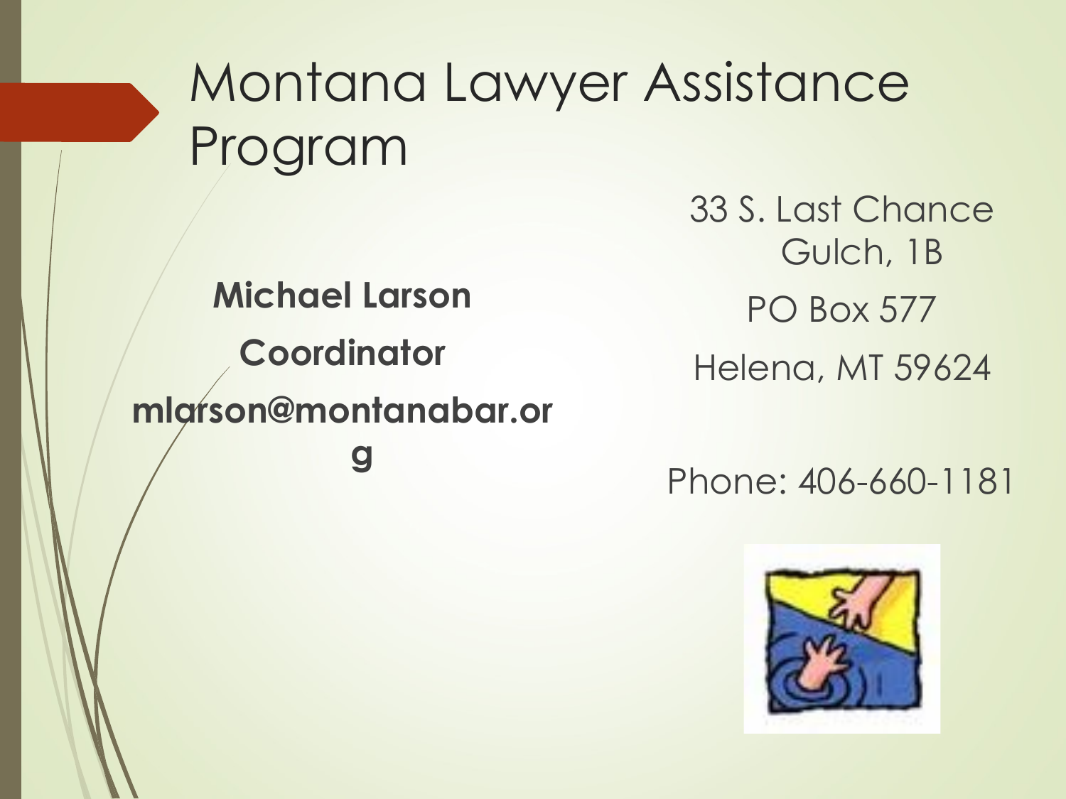# Montana Lawyer Assistance Program

**Michael Larson**

**Coordinator**

**mlarson@montanabar.org**

33 S. Last Chance Gulch, 1B

PO Box 577

Helena, MT 59624

Phone: 406-660-1181